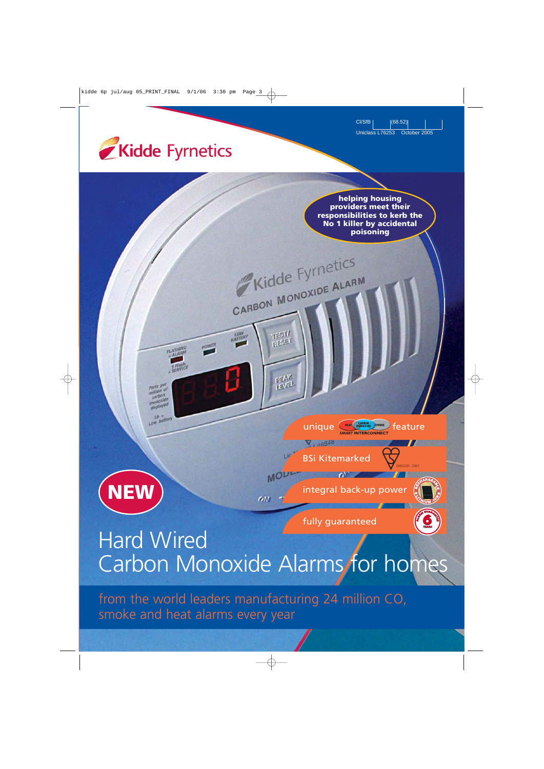CI/SfB | | (68.52) | | |

Uniclass L76253 October 2005

Kidde Fyrnetics

**helping housing providers meet their responsibilities to kerb the No 1 killer by accidental poisoning**

- unique SMART INTERCONNECT feature
- BSi Kitemarked
- integral back-up power
- fully guaranteed

**NEW**

# Hard Wired Carbon Monoxide Alarms for homes

from the world leaders manufacturing 24 million CO, smoke and heat alarms every year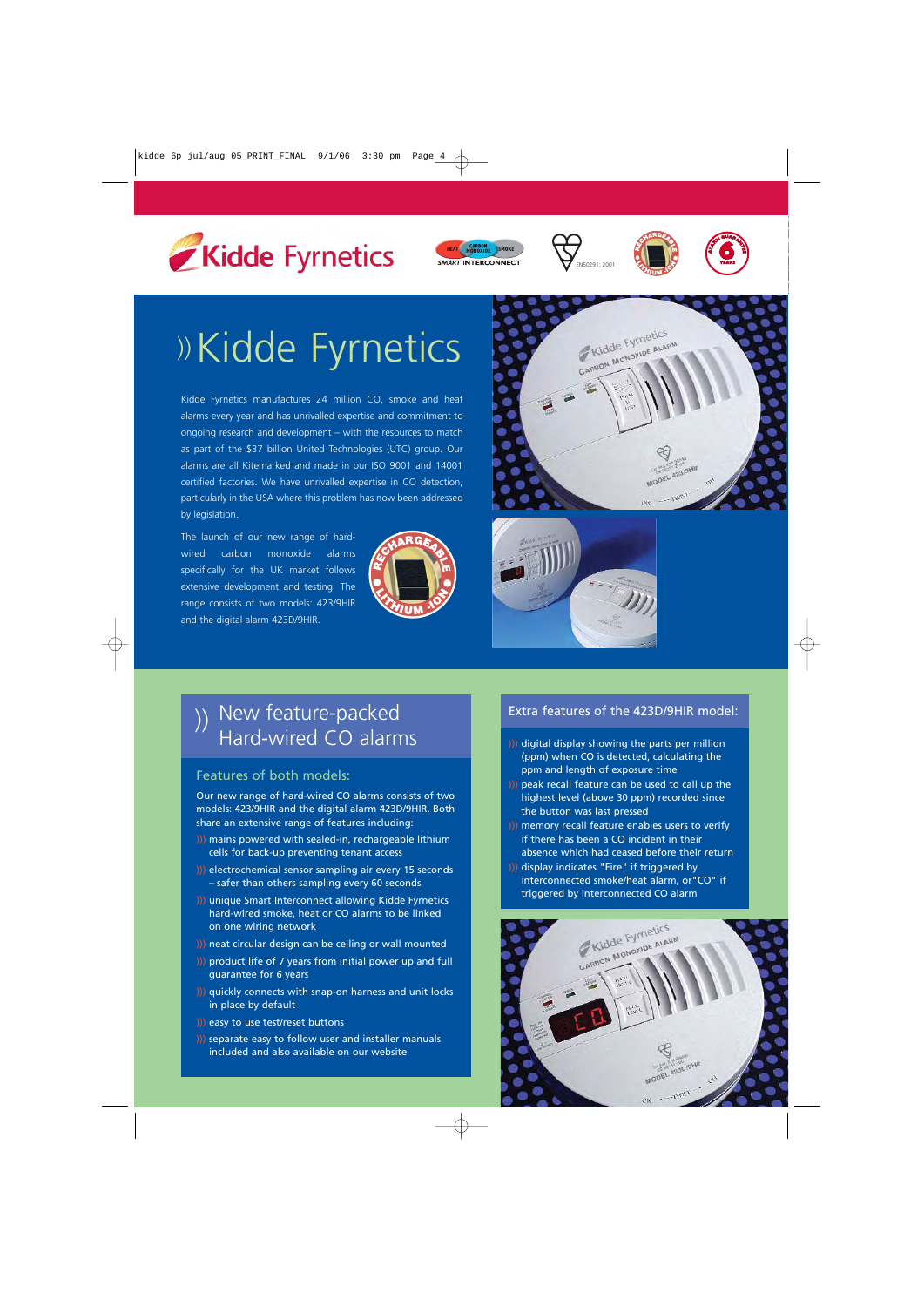# Kidde Fyrnetics

Kidde Fyrnetics manufactures 24 million CO, smoke and heat alarms every year and has unrivalled expertise and commitment to ongoing research and development – with the resources to match as part of the $37 billion United Technologies (UTC) group. Our alarms are all Kitemarked and made in our ISO 9001 and 14001 certified factories. We have unrivalled expertise in CO detection, particularly in the USA where this problem has now been addressed by legislation.

The launch of our new range of hard-wired carbon monoxide alarms specifically for the UK market follows extensive development and testing. The range consists of two models: 423/9HIR and the digital alarm 423D/9HIR.

## New feature-packed Hard-wired CO alarms

### Features of both models:

Our new range of hard-wired CO alarms consists of two models: 423/9HIR and the digital alarm 423D/9HIR. Both share an extensive range of features including:

- mains powered with sealed-in, rechargeable lithium cells for back-up preventing tenant access
- electrochemical sensor sampling air every 15 seconds – safer than others sampling every 60 seconds
- unique Smart Interconnect allowing Kidde Fyrnetics hard-wired smoke, heat or CO alarms to be linked on one wiring network
- neat circular design can be ceiling or wall mounted
- product life of 7 years from initial power up and full guarantee for 6 years
- quickly connects with snap-on harness and unit locks in place by default
- easy to use test/reset buttons
- separate easy to follow user and installer manuals included and also available on our website

### Extra features of the 423D/9HIR model:

- digital display showing the parts per million (ppm) when CO is detected, calculating the ppm and length of exposure time
- peak recall feature can be used to call up the highest level (above 30 ppm) recorded since the button was last pressed
- memory recall feature enables users to verify if there has been a CO incident in their absence which had ceased before their return
- display indicates "Fire" if triggered by interconnected smoke/heat alarm, or "CO" if triggered by interconnected CO alarm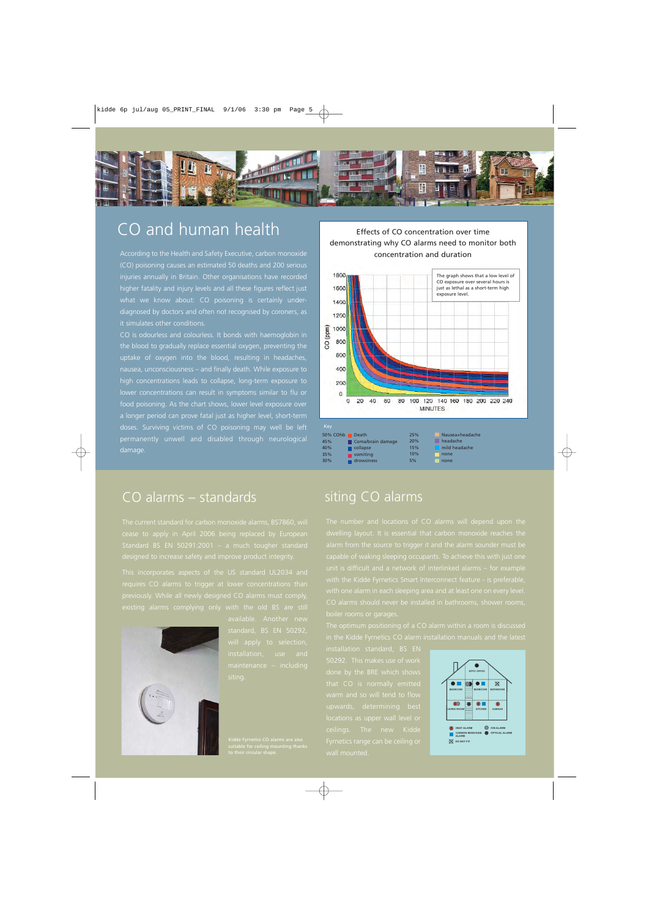# CO and human health

According to the Health and Safety Executive, carbon monoxide (CO) poisoning causes an estimated 50 deaths and 200 serious injuries annually in Britain. Other organisations have recorded higher fatality and injury levels and all these figures reflect just what we know about: CO poisoning is certainly under-diagnosed by doctors and often not recognised by coroners, as it simulates other conditions.

CO is odourless and colourless. It bonds with haemoglobin in the blood to gradually replace essential oxygen, preventing the uptake of oxygen into the blood, resulting in headaches, nausea, unconsciousness – and finally death. While exposure to high concentrations leads to collapse, long-term exposure to lower concentrations can result in symptoms similar to flu or food poisoning. As the chart shows, lower level exposure over a longer period can prove fatal just as higher level, short-term doses. Surviving victims of CO poisoning may well be left permanently unwell and disabled through neurological damage.

Effects of CO concentration over time demonstrating why CO alarms need to monitor both concentration and duration

The graph shows that a low level of CO exposure over several hours is just as lethal as a short-term high exposure level.

Key

| % COhb | Effect | % COhb | Effect |
|---|---|---|---|
| 50% | Death | 25% | Nausea+headache |
| 45% | Coma/brain damage | 20% | headache |
| 40% | collapse | 15% | mild headache |
| 35% | vomiting | 10% | none |
| 30% | drowsiness | 5% | none |

## CO alarms – standards

The current standard for carbon monoxide alarms, BS7860, will cease to apply in April 2006 being replaced by European Standard BS EN 50291:2001 – a much tougher standard designed to increase safety and improve product integrity.

This incorporates aspects of the US standard UL2034 and requires CO alarms to trigger at lower concentrations than previously. While all newly designed CO alarms must comply, existing alarms complying only with the old BS are still available. Another new standard, BS EN 50292, will apply to selection, installation, use and maintenance – including siting.

Kidde Fyrnetics CO alarms are also suitable for ceiling mounting thanks to their circular shape.

## siting CO alarms

The number and locations of CO alarms will depend upon the dwelling layout. It is essential that carbon monoxide reaches the alarm from the source to trigger it and the alarm sounder must be capable of waking sleeping occupants. To achieve this with just one unit is difficult and a network of interlinked alarms – for example with the Kidde Fyrnetics Smart Interconnect feature - is preferable, with one alarm in each sleeping area and at least one on every level. CO alarms should never be installed in bathrooms, shower rooms, boiler rooms or garages.

The optimum positioning of a CO alarm within a room is discussed in the Kidde Fyrnetics CO alarm installation manuals and the latest installation standard, BS EN 50292. This makes use of work done by the BRE which shows that CO is normally emitted warm and so will tend to flow upwards, determining best locations as upper wall level or ceilings. The new Kidde Fyrnetics range can be ceiling or wall mounted.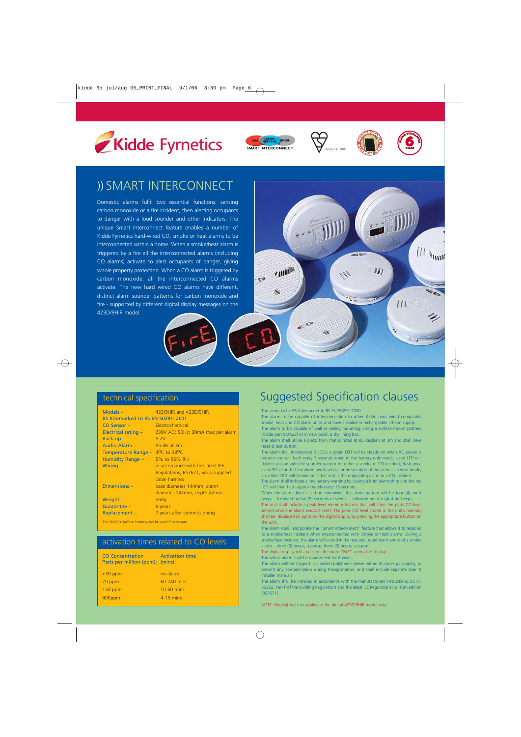# Kidde Fyrnetics

## )) SMART INTERCONNECT

Domestic alarms fulfil two essential functions: sensing carbon monoxide or a fire incident, then alerting occupants to danger with a loud sounder and other indicators. The unique Smart Interconnect feature enables a number of Kidde Fyrnetics hard-wired CO, smoke or heat alarms to be interconnected within a home. When a smoke/heat alarm is triggered by a fire all the interconnected alarms (including CO alarms) activate to alert occupants of danger, giving whole property protection. When a CO alarm is triggered by carbon monoxide, all the interconnected CO alarms activate. The new hard wired CO alarms have different, distinct alarm sounder patterns for carbon monoxide and fire - supported by different digital display messages on the 423D/9HIR model.

## technical specification

| | |
|---|---|
| Models – | 423/9HIR and 423D/9HIR |
| BS Kitemarked to BS EN 50291: 2001 | |
| CO Sensor – | Electrochemical |
| Electrical rating – | 230V AC; 50Hz; 30mA max per alarm |
| Back-up – | 8.2V |
| Audio Alarm – | 85 dB at 3m |
| Temperature Range – | 4°C to 38°C |
| Humidity Range – | 5% to 95% RH |
| Wiring – | in accordance with the latest IEE Regulations, BS7671, via a supplied cable harness |
| Dimensions – | base diameter 144mm; alarm diameter 147mm; depth 42mm |
| Weight – | 350g |
| Guarantee – | 6-years |
| Replacement – | 7 years after commissioning |

The SMK23 Surface Pattress can be used if necessary.

## activation times related to CO levels

| CO Concentration Parts per million (ppm): | Activation time (mins): |
|---|---|
| <30 ppm | no alarm |
| 70 ppm | 60-240 mins |
| 150 ppm | 10-50 mins |
| 400ppm | 4-15 mins |

## Suggested Specification clauses

The alarm to be BS Kitemarked to BS EN 50291:2000.

The alarm to be capable of interconnection to other Kidde hard wired compatible smoke, heat and CO alarm units, and have a sealed-in rechargeable lithium supply.

The alarm to be capable of wall or ceiling mounting, using a surface mount pattress (Kidde part SMK23) or in new build, a dry lining box.

The alarm shall utilise a piezo horn that is rated at 85 decibels at 3m and shall have reset & test button.

The alarm shall incorporate 3 LED's: a green LED will be steady on when AC power is present and will flash every 7 seconds when in the battery only mode; a red LED will flash in unison with the sounder pattern for either a smoke or CO incident, flash once every 30 seconds if the alarm needs service or be steady on if the alarm is in error mode; an amber LED will illuminate if that unit is the originating alarm in a CO incident.

The alarm shall indicate a low battery warning by issuing a brief alarm chirp and the red LED will then flash approximately every 15 seconds.

When the alarm detects carbon monoxide, the alarm pattern will be four (4) short beeps – followed by five (5) seconds of silence – followed by four (4) short beeps.

The unit shall include a peak level memory feature that will store the peak CO level sensed since the alarm was last reset. The peak CO level stored in the unit's memory shall be displayed (in ppm) on the digital display by pressing the appropriate button on the unit.

The alarm shall incorporate the "Smart Interconnect" feature that allows it to respond to a smoke/heat incident when interconnected with Smoke or Heat alarms. During a smoke/heat incident, the alarm will sound in the required, repetitive manner of a smoke alarm – three (3) beeps, a pause, three (3) beeps, a pause.

The digital display will also scroll the word "FirE" across the display.

The whole alarm shall be guaranteed for 6 years.

The alarm will be shipped in a sealed polythene sleeve within its outer packaging, to prevent any contamination during transportation, and shall include separate User & Installer manuals.

The alarm shall be installed in accordance with the manufacturers instructions, BS EN 50292, Part P of the Building Regulations and the latest IEE Regulations i.e. 16th edition [BS7671].

NOTE: Highlighted text applies to the digital 423D/9HIR model only.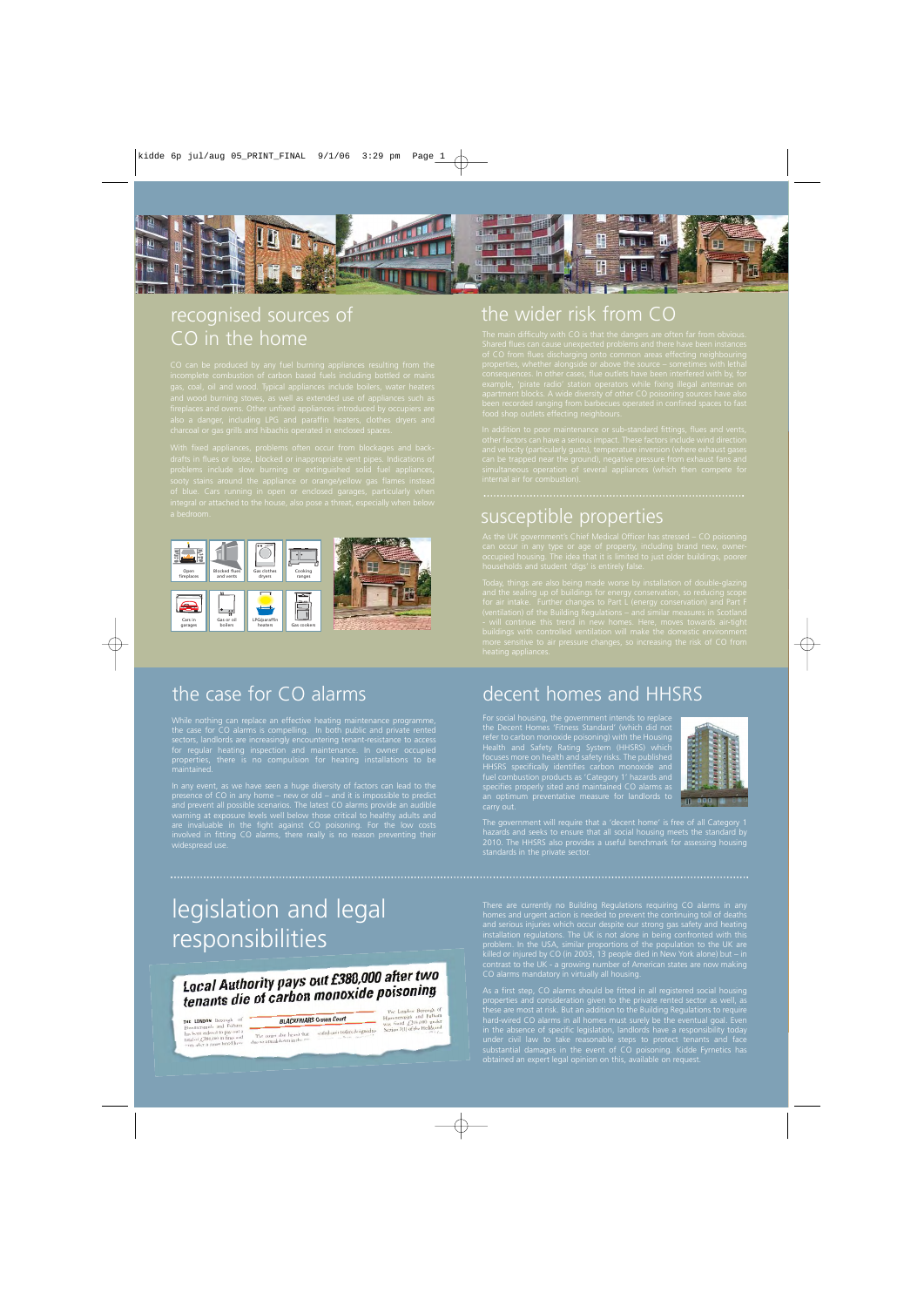## recognised sources of CO in the home

CO can be produced by any fuel burning appliances resulting from the incomplete combustion of carbon based fuels including bottled or mains gas, coal, oil and wood. Typical appliances include boilers, water heaters and wood burning stoves, as well as extended use of appliances such as fireplaces and ovens. Other unfixed appliances introduced by occupiers are also a danger, including LPG and paraffin heaters, clothes dryers and charcoal or gas grills and hibachis operated in enclosed spaces.

With fixed appliances, problems often occur from blockages and back-drafts in flues or loose, blocked or inappropriate vent pipes. Indications of problems include slow burning or extinguished solid fuel appliances, sooty stains around the appliance or orange/yellow gas flames instead of blue. Cars running in open or enclosed garages, particularly when integral or attached to the house, also pose a threat, especially when below a bedroom.

Open fireplaces | Blocked flues and vents | Gas clothes dryers | Cooking ranges | Cars in garages | Gas or oil boilers | LPG/paraffin heaters | Gas cookers

## the wider risk from CO

The main difficulty with CO is that the dangers are often far from obvious. Shared flues can cause unexpected problems and there have been instances of CO from flues discharging onto common areas effecting neighbouring properties, whether alongside or above the source – sometimes with lethal consequences. In other cases, flue outlets have been interfered with by, for example, 'pirate radio' station operators while fixing illegal antennae on apartment blocks. A wide diversity of other CO poisoning sources have also been recorded ranging from barbecues operated in confined spaces to fast food shop outlets effecting neighbours.

In addition to poor maintenance or sub-standard fittings, flues and vents, other factors can have a serious impact. These factors include wind direction and velocity (particularly gusts), temperature inversion (where exhaust gases can be trapped near the ground), negative pressure from exhaust fans and simultaneous operation of several appliances (which then compete for internal air for combustion).

## susceptible properties

As the UK government's Chief Medical Officer has stressed – CO poisoning can occur in any type or age of property, including brand new, owner-occupied housing. The idea that it is limited to just older buildings, poorer households and student 'digs' is entirely false.

Today, things are also being made worse by installation of double-glazing and the sealing up of buildings for energy conservation, so reducing scope for air intake. Further changes to Part L (energy conservation) and Part F (ventilation) of the Building Regulations – and similar measures in Scotland – will continue this trend in new homes. Here, moves towards air-tight buildings with controlled ventilation will make the domestic environment more sensitive to air pressure changes, so increasing the risk of CO from heating appliances.

## the case for CO alarms

While nothing can replace an effective heating maintenance programme, the case for CO alarms is compelling. In both public and private rented sectors, landlords are increasingly encountering tenant-resistance to access for regular heating inspection and maintenance. In owner occupied properties, there is no compulsion for heating installations to be maintained.

In any event, as we have seen a huge diversity of factors can lead to the presence of CO in any home – new or old – and it is impossible to predict and prevent all possible scenarios. The latest CO alarms provide an audible warning at exposure levels well below those critical to healthy adults and are invaluable in the fight against CO poisoning. For the low costs involved in fitting CO alarms, there really is no reason preventing their widespread use.

## decent homes and HHSRS

For social housing, the government intends to replace the Decent Homes 'Fitness Standard' (which did not refer to carbon monoxide poisoning) with the Housing Health and Safety Rating System (HHSRS) which focuses more on health and safety risks. The published HHSRS specifically identifies carbon monoxide and fuel combustion products as 'Category 1' hazards and specifies properly sited and maintained CO alarms as an optimum preventative measure for landlords to carry out.

The government will require that a 'decent home' is free of all Category 1 hazards and seeks to ensure that all social housing meets the standard by 2010. The HHSRS also provides a useful benchmark for assessing housing standards in the private sector.

## legislation and legal responsibilities

**Local Authority pays out £380,000 after two tenants die of carbon monoxide poisoning**

There are currently no Building Regulations requiring CO alarms in any homes and urgent action is needed to prevent the continuing toll of deaths and serious injuries which occur despite our strong gas safety and heating installation regulations. The UK is not alone in being confronted with this problem. In the USA, similar proportions of the population to the UK are killed or injured by CO (in 2003, 13 people died in New York alone) but – in contrast to the UK - a growing number of American states are now making CO alarms mandatory in virtually all housing.

As a first step, CO alarms should be fitted in all registered social housing properties and consideration given to the private rented sector as well, as these are most at risk. But an addition to the Building Regulations to require hard-wired CO alarms in all homes must surely be the eventual goal. Even in the absence of specific legislation, landlords have a responsibility today under civil law to take reasonable steps to protect tenants and face substantial damages in the event of CO poisoning. Kidde Fyrnetics has obtained an expert legal opinion on this, available on request.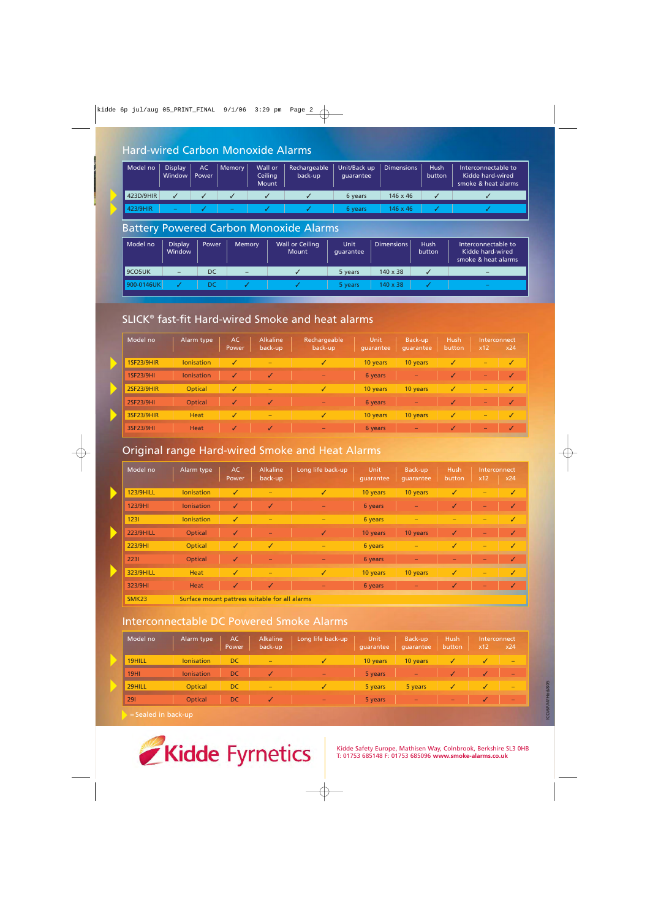## Hard-wired Carbon Monoxide Alarms

| Model no | Display Window | AC Power | Memory | Wall or Ceiling Mount | Rechargeable back-up | Unit/Back up guarantee | Dimensions | Hush button | Interconnectable to Kidde hard-wired smoke & heat alarms |
|---|---|---|---|---|---|---|---|---|---|
| 423D/9HIR | ✓ | ✓ | ✓ | ✓ | ✓ | 6 years | 146 x 46 | ✓ | ✓ |
| 423/9HIR | – | ✓ | – | ✓ | ✓ | 6 years | 146 x 46 | ✓ | ✓ |

## Battery Powered Carbon Monoxide Alarms

| Model no | Display Window | Power | Memory | Wall or Ceiling Mount | Unit guarantee | Dimensions | Hush button | Interconnectable to Kidde hard-wired smoke & heat alarms |
|---|---|---|---|---|---|---|---|---|
| 9CO5UK | – | DC | – | ✓ | 5 years | 140 x 38 | ✓ | – |
| 900-0146UK | ✓ | DC | ✓ | ✓ | 5 years | 140 x 38 | ✓ | – |

## SLICK® fast-fit Hard-wired Smoke and heat alarms

| Model no | Alarm type | AC Power | Alkaline back-up | Rechargeable back-up | Unit guarantee | Back-up guarantee | Hush button | Interconnect x12 | Interconnect x24 |
|---|---|---|---|---|---|---|---|---|---|
| 1SF23/9HIR | Ionisation | ✓ | – | ✓ | 10 years | 10 years | ✓ | – | ✓ |
| 1SF23/9HI | Ionisation | ✓ | ✓ | – | 6 years | – | ✓ | – | ✓ |
| 2SF23/9HIR | Optical | ✓ | – | ✓ | 10 years | 10 years | ✓ | – | ✓ |
| 2SF23/9HI | Optical | ✓ | ✓ | – | 6 years | – | ✓ | – | ✓ |
| 3SF23/9HIR | Heat | ✓ | – | ✓ | 10 years | 10 years | ✓ | – | ✓ |
| 3SF23/9HI | Heat | ✓ | ✓ | – | 6 years | – | ✓ | – | ✓ |

## Original range Hard-wired Smoke and Heat Alarms

| Model no | Alarm type | AC Power | Alkaline back-up | Long life back-up | Unit guarantee | Back-up guarantee | Hush button | Interconnect x12 | Interconnect x24 |
|---|---|---|---|---|---|---|---|---|---|
| 123/9HILL | Ionisation | ✓ | – | ✓ | 10 years | 10 years | ✓ | – | ✓ |
| 123/9HI | Ionisation | ✓ | ✓ | – | 6 years | – | ✓ | – | ✓ |
| 123I | Ionisation | ✓ | – | – | 6 years | – | – | – | ✓ |
| 223/9HILL | Optical | ✓ | – | ✓ | 10 years | 10 years | ✓ | – | ✓ |
| 223/9HI | Optical | ✓ | ✓ | – | 6 years | – | ✓ | – | ✓ |
| 223I | Optical | ✓ | – | – | 6 years | – | – | – | ✓ |
| 323/9HILL | Heat | ✓ | – | ✓ | 10 years | 10 years | ✓ | – | ✓ |
| 323/9HI | Heat | ✓ | ✓ | – | 6 years | – | ✓ | – | ✓ |
| SMK23 | Surface mount pattress suitable for all alarms | | | | | | | | |

## Interconnectable DC Powered Smoke Alarms

| Model no | Alarm type | AC Power | Alkaline back-up | Long life back-up | Unit guarantee | Back-up guarantee | Hush button | Interconnect x12 | Interconnect x24 |
|---|---|---|---|---|---|---|---|---|---|
| 19HILL | Ionisation | DC | – | ✓ | 10 years | 10 years | ✓ | ✓ | – |
| 19HI | Ionisation | DC | ✓ | – | 5 years | – | ✓ | ✓ | – |
| 29HILL | Optical | DC | – | ✓ | 5 years | 5 years | ✓ | ✓ | – |
| 29I | Optical | DC | ✓ | – | 5 years | – | – | ✓ | – |

▶ = Sealed in back-up

Kidde Fyrnetics

Kidde Safety Europe, Mathisen Way, Colnbrook, Berkshire SL3 0HB
T: 01753 685148 F: 01753 685096 **www.smoke-alarms.co.uk**